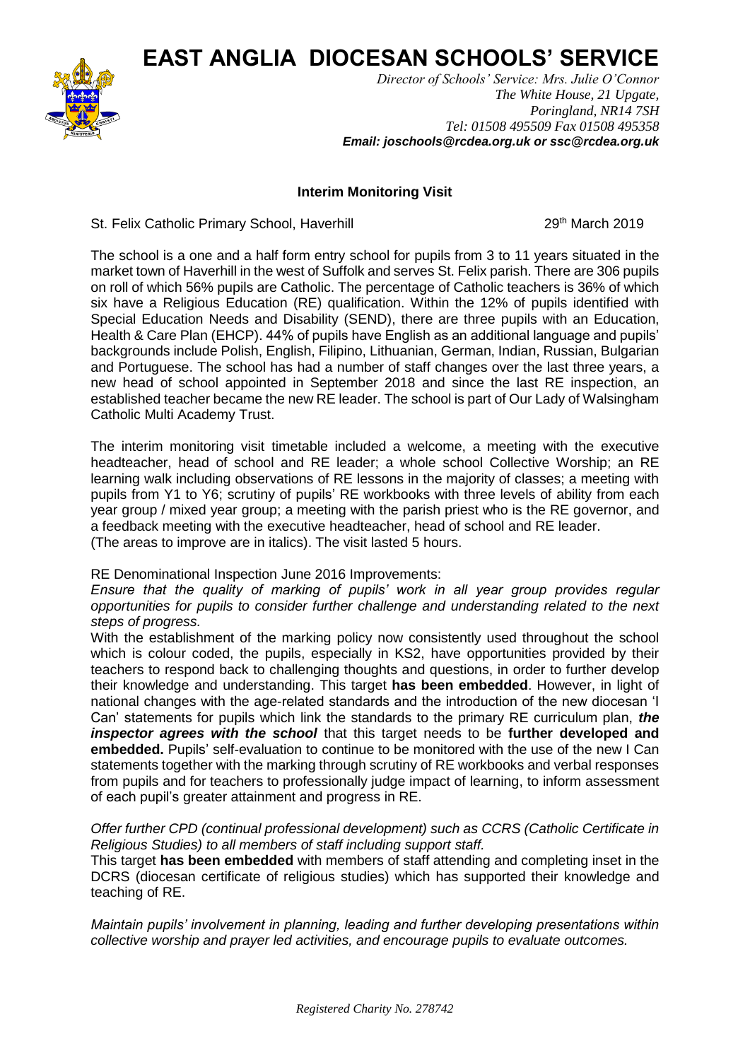# EAST ANGLIA DIOCESAN SCHOOLS' SERVICE

*Director of Schools' Service: Mrs. Julie O'Connor*
*The White House, 21 Upgate,*
*Poringland, NR14 7SH*
*Tel: 01508 495509 Fax 01508 495358*
***Email: joschools@rcdea.org.uk or ssc@rcdea.org.uk***

## Interim Monitoring Visit

St. Felix Catholic Primary School, Haverhill — 29th March 2019

The school is a one and a half form entry school for pupils from 3 to 11 years situated in the market town of Haverhill in the west of Suffolk and serves St. Felix parish. There are 306 pupils on roll of which 56% pupils are Catholic. The percentage of Catholic teachers is 36% of which six have a Religious Education (RE) qualification. Within the 12% of pupils identified with Special Education Needs and Disability (SEND), there are three pupils with an Education, Health & Care Plan (EHCP). 44% of pupils have English as an additional language and pupils' backgrounds include Polish, English, Filipino, Lithuanian, German, Indian, Russian, Bulgarian and Portuguese. The school has had a number of staff changes over the last three years, a new head of school appointed in September 2018 and since the last RE inspection, an established teacher became the new RE leader. The school is part of Our Lady of Walsingham Catholic Multi Academy Trust.

The interim monitoring visit timetable included a welcome, a meeting with the executive headteacher, head of school and RE leader; a whole school Collective Worship; an RE learning walk including observations of RE lessons in the majority of classes; a meeting with pupils from Y1 to Y6; scrutiny of pupils' RE workbooks with three levels of ability from each year group / mixed year group; a meeting with the parish priest who is the RE governor, and a feedback meeting with the executive headteacher, head of school and RE leader.
(The areas to improve are in italics). The visit lasted 5 hours.

RE Denominational Inspection June 2016 Improvements:

*Ensure that the quality of marking of pupils' work in all year group provides regular opportunities for pupils to consider further challenge and understanding related to the next steps of progress.*

With the establishment of the marking policy now consistently used throughout the school which is colour coded, the pupils, especially in KS2, have opportunities provided by their teachers to respond back to challenging thoughts and questions, in order to further develop their knowledge and understanding. This target **has been embedded**. However, in light of national changes with the age-related standards and the introduction of the new diocesan 'I Can' statements for pupils which link the standards to the primary RE curriculum plan, ***the inspector agrees with the school*** that this target needs to be **further developed and embedded.** Pupils' self-evaluation to continue to be monitored with the use of the new I Can statements together with the marking through scrutiny of RE workbooks and verbal responses from pupils and for teachers to professionally judge impact of learning, to inform assessment of each pupil's greater attainment and progress in RE.

*Offer further CPD (continual professional development) such as CCRS (Catholic Certificate in Religious Studies) to all members of staff including support staff.*

This target **has been embedded** with members of staff attending and completing inset in the DCRS (diocesan certificate of religious studies) which has supported their knowledge and teaching of RE.

*Maintain pupils' involvement in planning, leading and further developing presentations within collective worship and prayer led activities, and encourage pupils to evaluate outcomes.*

*Registered Charity No. 278742*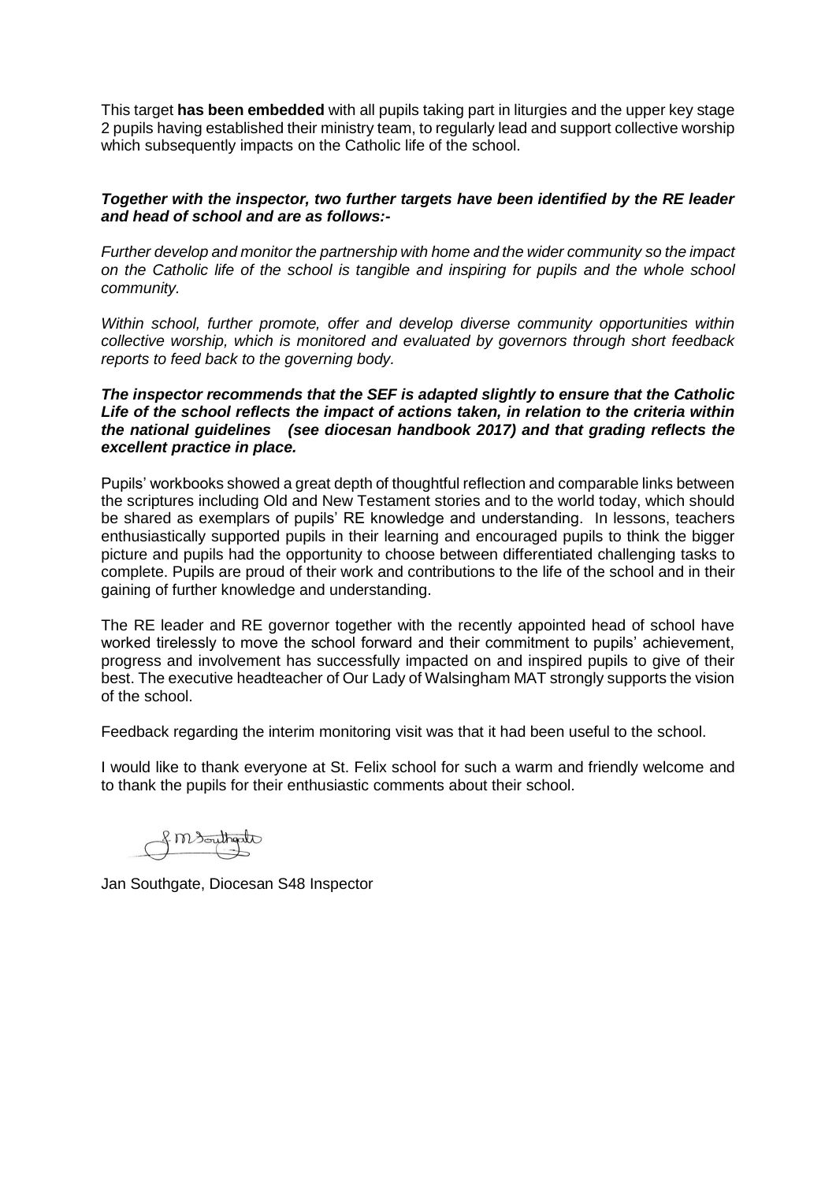This target **has been embedded** with all pupils taking part in liturgies and the upper key stage 2 pupils having established their ministry team, to regularly lead and support collective worship which subsequently impacts on the Catholic life of the school.

***Together with the inspector, two further targets have been identified by the RE leader and head of school and are as follows:-***

*Further develop and monitor the partnership with home and the wider community so the impact on the Catholic life of the school is tangible and inspiring for pupils and the whole school community.*

*Within school, further promote, offer and develop diverse community opportunities within collective worship, which is monitored and evaluated by governors through short feedback reports to feed back to the governing body.*

***The inspector recommends that the SEF is adapted slightly to ensure that the Catholic Life of the school reflects the impact of actions taken, in relation to the criteria within the national guidelines (see diocesan handbook 2017) and that grading reflects the excellent practice in place.***

Pupils' workbooks showed a great depth of thoughtful reflection and comparable links between the scriptures including Old and New Testament stories and to the world today, which should be shared as exemplars of pupils' RE knowledge and understanding. In lessons, teachers enthusiastically supported pupils in their learning and encouraged pupils to think the bigger picture and pupils had the opportunity to choose between differentiated challenging tasks to complete. Pupils are proud of their work and contributions to the life of the school and in their gaining of further knowledge and understanding.

The RE leader and RE governor together with the recently appointed head of school have worked tirelessly to move the school forward and their commitment to pupils' achievement, progress and involvement has successfully impacted on and inspired pupils to give of their best. The executive headteacher of Our Lady of Walsingham MAT strongly supports the vision of the school.

Feedback regarding the interim monitoring visit was that it had been useful to the school.

I would like to thank everyone at St. Felix school for such a warm and friendly welcome and to thank the pupils for their enthusiastic comments about their school.

Jan Southgate, Diocesan S48 Inspector